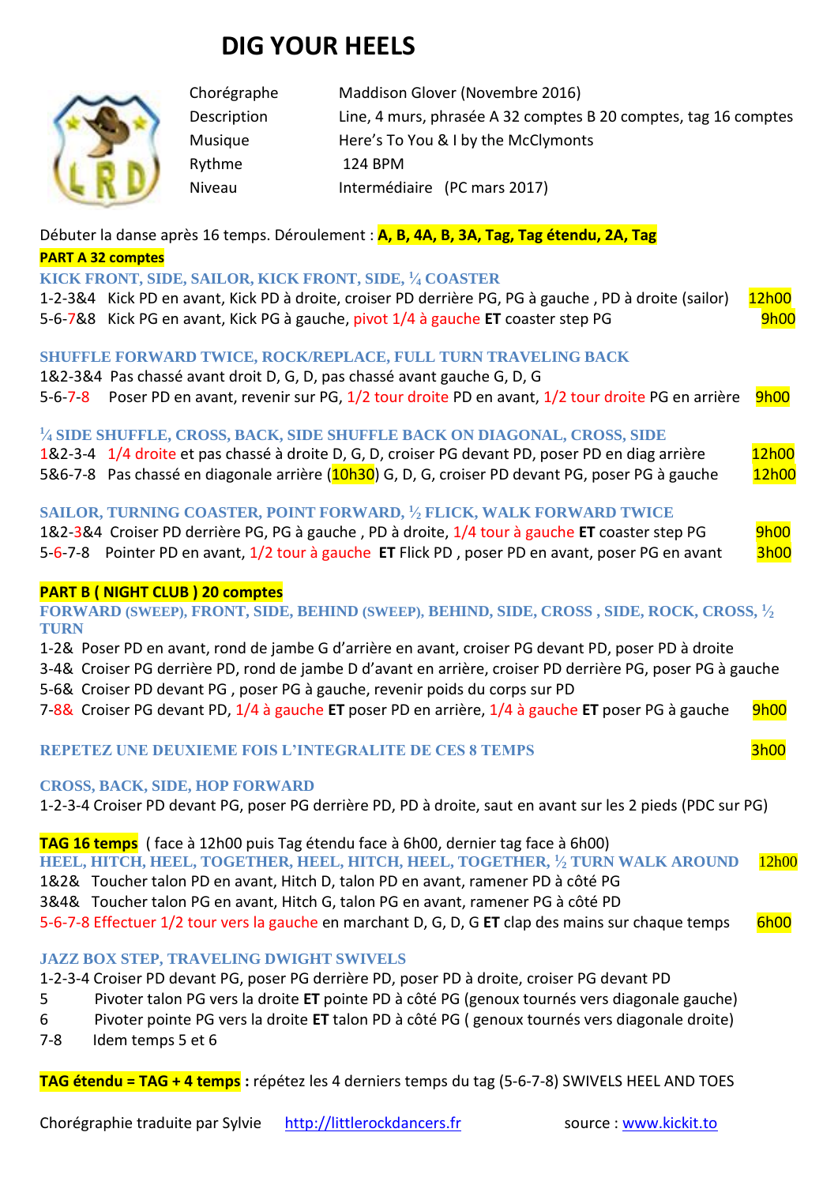# DIG YOUR HEELS

| | |
|---|---|
| Chorégraphe | Maddison Glover (Novembre 2016) |
| Description | Line, 4 murs, phrasée A 32 comptes B 20 comptes, tag 16 comptes |
| Musique | Here's To You & I by the McClymonts |
| Rythme | 124 BPM |
| Niveau | Intermédiaire (PC mars 2017) |

Débuter la danse après 16 temps. Déroulement : **A, B, 4A, B, 3A, Tag, Tag étendu, 2A, Tag**

**PART A 32 comptes**

### KICK FRONT, SIDE, SAILOR, KICK FRONT, SIDE, ¼ COASTER

1-2-3&4 Kick PD en avant, Kick PD à droite, croiser PD derrière PG, PG à gauche , PD à droite (sailor) 12h00
5-6-7&8 Kick PG en avant, Kick PG à gauche, pivot 1/4 à gauche **ET** coaster step PG 9h00

### SHUFFLE FORWARD TWICE, ROCK/REPLACE, FULL TURN TRAVELING BACK

1&2-3&4 Pas chassé avant droit D, G, D, pas chassé avant gauche G, D, G
5-6-7-8 Poser PD en avant, revenir sur PG, 1/2 tour droite PD en avant, 1/2 tour droite PG en arrière 9h00

### ¼ SIDE SHUFFLE, CROSS, BACK, SIDE SHUFFLE BACK ON DIAGONAL, CROSS, SIDE

1&2-3-4 1/4 droite et pas chassé à droite D, G, D, croiser PG devant PD, poser PD en diag arrière 12h00
5&6-7-8 Pas chassé en diagonale arrière (10h30) G, D, G, croiser PD devant PG, poser PG à gauche 12h00

### SAILOR, TURNING COASTER, POINT FORWARD, ½ FLICK, WALK FORWARD TWICE

1&2-3&4 Croiser PD derrière PG, PG à gauche , PD à droite, 1/4 tour à gauche **ET** coaster step PG 9h00
5-6-7-8 Pointer PD en avant, 1/2 tour à gauche **ET** Flick PD , poser PD en avant, poser PG en avant 3h00

**PART B ( NIGHT CLUB ) 20 comptes**

### FORWARD (SWEEP), FRONT, SIDE, BEHIND (SWEEP), BEHIND, SIDE, CROSS , SIDE, ROCK, CROSS, ½ TURN

1-2& Poser PD en avant, rond de jambe G d'arrière en avant, croiser PG devant PD, poser PD à droite
3-4& Croiser PG derrière PD, rond de jambe D d'avant en arrière, croiser PD derrière PG, poser PG à gauche
5-6& Croiser PD devant PG , poser PG à gauche, revenir poids du corps sur PD
7-8& Croiser PG devant PD, 1/4 à gauche **ET** poser PD en arrière, 1/4 à gauche **ET** poser PG à gauche 9h00

### REPETEZ UNE DEUXIEME FOIS L'INTEGRALITE DE CES 8 TEMPS 3h00

### CROSS, BACK, SIDE, HOP FORWARD

1-2-3-4 Croiser PD devant PG, poser PG derrière PD, PD à droite, saut en avant sur les 2 pieds (PDC sur PG)

**TAG 16 temps** ( face à 12h00 puis Tag étendu face à 6h00, dernier tag face à 6h00)

### HEEL, HITCH, HEEL, TOGETHER, HEEL, HITCH, HEEL, TOGETHER, ½ TURN WALK AROUND 12h00

1&2& Toucher talon PD en avant, Hitch D, talon PD en avant, ramener PD à côté PG
3&4& Toucher talon PG en avant, Hitch G, talon PG en avant, ramener PG à côté PD
5-6-7-8 Effectuer 1/2 tour vers la gauche en marchant D, G, D, G **ET** clap des mains sur chaque temps 6h00

### JAZZ BOX STEP, TRAVELING DWIGHT SWIVELS

1-2-3-4 Croiser PD devant PG, poser PG derrière PD, poser PD à droite, croiser PG devant PD
5 Pivoter talon PG vers la droite **ET** pointe PD à côté PG (genoux tournés vers diagonale gauche)
6 Pivoter pointe PG vers la droite **ET** talon PD à côté PG ( genoux tournés vers diagonale droite)
7-8 Idem temps 5 et 6

**TAG étendu = TAG + 4 temps :** répétez les 4 derniers temps du tag (5-6-7-8) SWIVELS HEEL AND TOES

Chorégraphie traduite par Sylvie http://littlerockdancers.fr source : www.kickit.to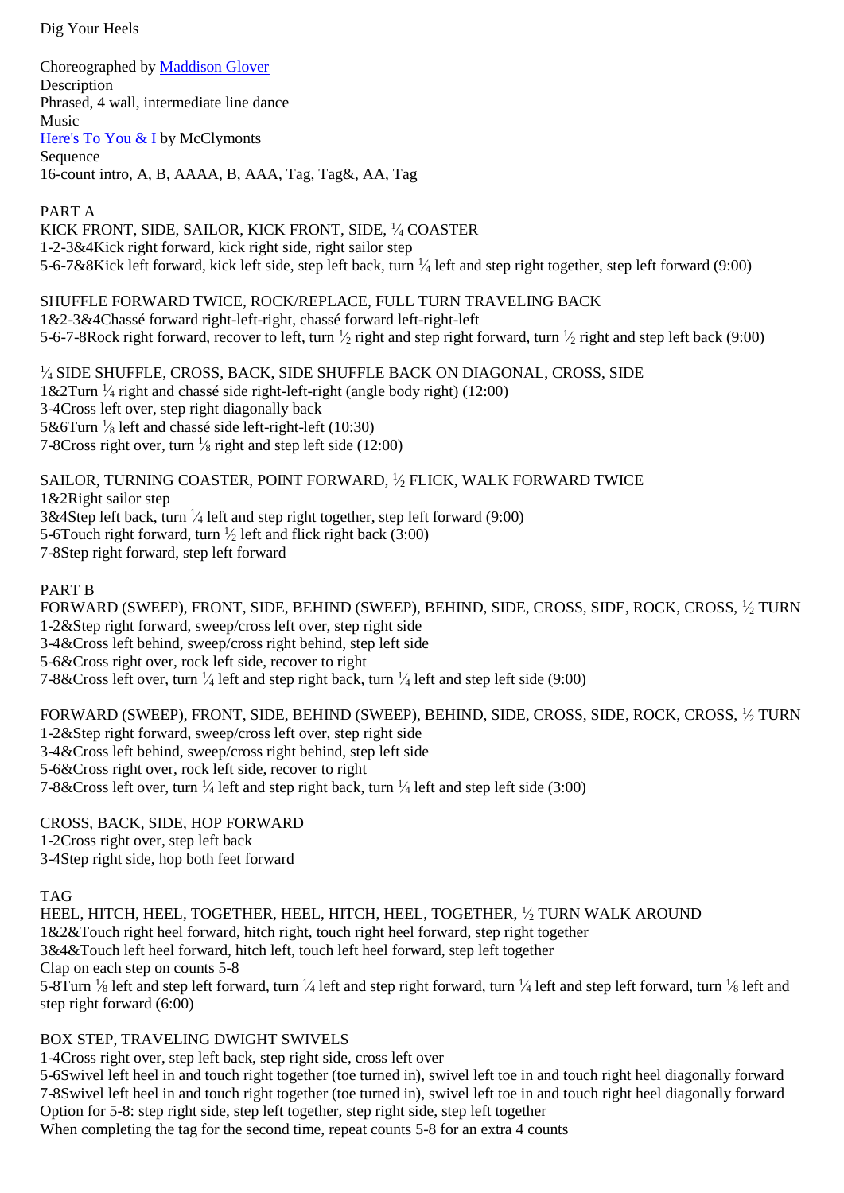Dig Your Heels

Choreographed by [Maddison Glover]

Description

Phrased, 4 wall, intermediate line dance

Music

[Here's To You & I] by McClymonts

Sequence

16-count intro, A, B, AAAA, B, AAA, Tag, Tag&, AA, Tag

## PART A

KICK FRONT, SIDE, SAILOR, KICK FRONT, SIDE, ¼ COASTER

1-2-3&4Kick right forward, kick right side, right sailor step

5-6-7&8Kick left forward, kick left side, step left back, turn ¼ left and step right together, step left forward (9:00)

SHUFFLE FORWARD TWICE, ROCK/REPLACE, FULL TURN TRAVELING BACK

1&2-3&4Chassé forward right-left-right, chassé forward left-right-left

5-6-7-8Rock right forward, recover to left, turn ½ right and step right forward, turn ½ right and step left back (9:00)

¼ SIDE SHUFFLE, CROSS, BACK, SIDE SHUFFLE BACK ON DIAGONAL, CROSS, SIDE

1&2Turn ¼ right and chassé side right-left-right (angle body right) (12:00)

3-4Cross left over, step right diagonally back

5&6Turn ⅛ left and chassé side left-right-left (10:30)

7-8Cross right over, turn ⅛ right and step left side (12:00)

SAILOR, TURNING COASTER, POINT FORWARD, ½ FLICK, WALK FORWARD TWICE

1&2Right sailor step

3&4Step left back, turn ¼ left and step right together, step left forward (9:00)

5-6Touch right forward, turn ½ left and flick right back (3:00)

7-8Step right forward, step left forward

## PART B

FORWARD (SWEEP), FRONT, SIDE, BEHIND (SWEEP), BEHIND, SIDE, CROSS, SIDE, ROCK, CROSS, ½ TURN

1-2&Step right forward, sweep/cross left over, step right side

3-4&Cross left behind, sweep/cross right behind, step left side

5-6&Cross right over, rock left side, recover to right

7-8&Cross left over, turn ¼ left and step right back, turn ¼ left and step left side (9:00)

FORWARD (SWEEP), FRONT, SIDE, BEHIND (SWEEP), BEHIND, SIDE, CROSS, SIDE, ROCK, CROSS, ½ TURN

1-2&Step right forward, sweep/cross left over, step right side

3-4&Cross left behind, sweep/cross right behind, step left side

5-6&Cross right over, rock left side, recover to right

7-8&Cross left over, turn ¼ left and step right back, turn ¼ left and step left side (3:00)

CROSS, BACK, SIDE, HOP FORWARD

1-2Cross right over, step left back

3-4Step right side, hop both feet forward

## TAG

HEEL, HITCH, HEEL, TOGETHER, HEEL, HITCH, HEEL, TOGETHER, ½ TURN WALK AROUND

1&2&Touch right heel forward, hitch right, touch right heel forward, step right together

3&4&Touch left heel forward, hitch left, touch left heel forward, step left together

Clap on each step on counts 5-8

5-8Turn ⅛ left and step left forward, turn ¼ left and step right forward, turn ¼ left and step left forward, turn ⅛ left and step right forward (6:00)

BOX STEP, TRAVELING DWIGHT SWIVELS

1-4Cross right over, step left back, step right side, cross left over

5-6Swivel left heel in and touch right together (toe turned in), swivel left toe in and touch right heel diagonally forward

7-8Swivel left heel in and touch right together (toe turned in), swivel left toe in and touch right heel diagonally forward

Option for 5-8: step right side, step left together, step right side, step left together

When completing the tag for the second time, repeat counts 5-8 for an extra 4 counts